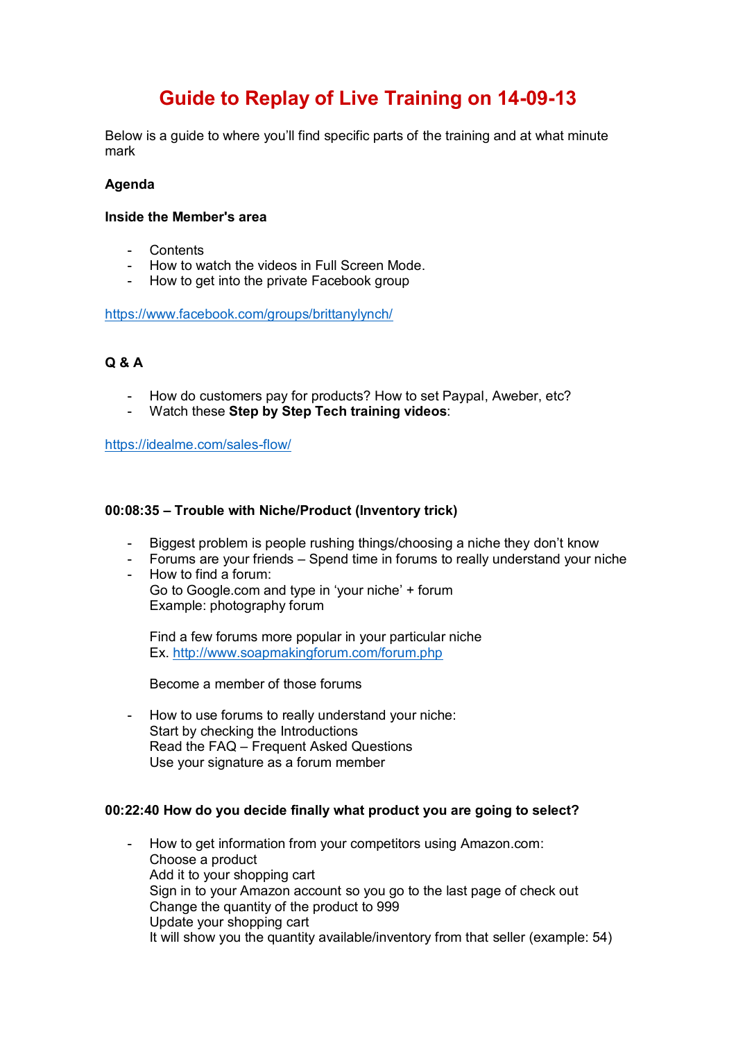# Guide to Replay of Live Training on 14-09-13

Below is a guide to where you'll find specific parts of the training and at what minute mark

**Agenda**

**Inside the Member's area**

- Contents
- How to watch the videos in Full Screen Mode.
- How to get into the private Facebook group

https://www.facebook.com/groups/brittanylynch/

**Q & A**

- How do customers pay for products? How to set Paypal, Aweber, etc?
- Watch these **Step by Step Tech training videos**:

https://idealme.com/sales-flow/

**00:08:35 – Trouble with Niche/Product (Inventory trick)**

- Biggest problem is people rushing things/choosing a niche they don't know
- Forums are your friends – Spend time in forums to really understand your niche
- How to find a forum:
  Go to Google.com and type in 'your niche' + forum
  Example: photography forum

  Find a few forums more popular in your particular niche
  Ex. http://www.soapmakingforum.com/forum.php

  Become a member of those forums

- How to use forums to really understand your niche:
  Start by checking the Introductions
  Read the FAQ – Frequent Asked Questions
  Use your signature as a forum member

**00:22:40 How do you decide finally what product you are going to select?**

- How to get information from your competitors using Amazon.com:
  Choose a product
  Add it to your shopping cart
  Sign in to your Amazon account so you go to the last page of check out
  Change the quantity of the product to 999
  Update your shopping cart
  It will show you the quantity available/inventory from that seller (example: 54)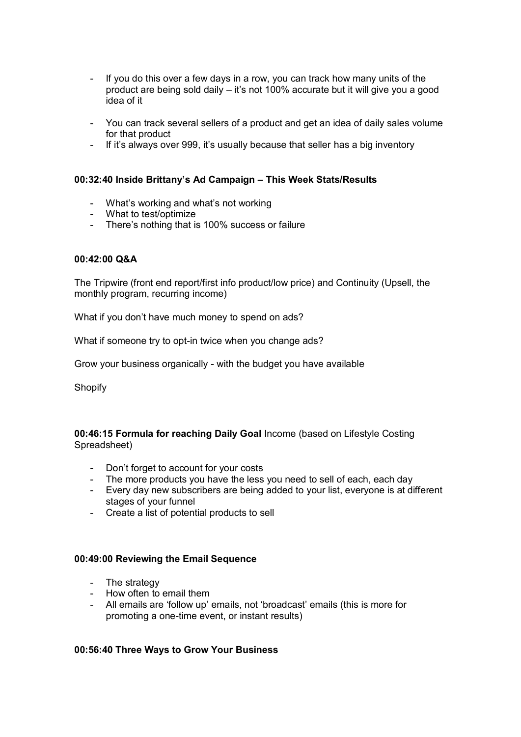- If you do this over a few days in a row, you can track how many units of the product are being sold daily – it's not 100% accurate but it will give you a good idea of it

- You can track several sellers of a product and get an idea of daily sales volume for that product
- If it's always over 999, it's usually because that seller has a big inventory

**00:32:40 Inside Brittany's Ad Campaign – This Week Stats/Results**

- What's working and what's not working
- What to test/optimize
- There's nothing that is 100% success or failure

**00:42:00 Q&A**

The Tripwire (front end report/first info product/low price) and Continuity (Upsell, the monthly program, recurring income)

What if you don't have much money to spend on ads?

What if someone try to opt-in twice when you change ads?

Grow your business organically - with the budget you have available

Shopify

**00:46:15 Formula for reaching Daily Goal** Income (based on Lifestyle Costing Spreadsheet)

- Don't forget to account for your costs
- The more products you have the less you need to sell of each, each day
- Every day new subscribers are being added to your list, everyone is at different stages of your funnel
- Create a list of potential products to sell

**00:49:00 Reviewing the Email Sequence**

- The strategy
- How often to email them
- All emails are 'follow up' emails, not 'broadcast' emails (this is more for promoting a one-time event, or instant results)

**00:56:40 Three Ways to Grow Your Business**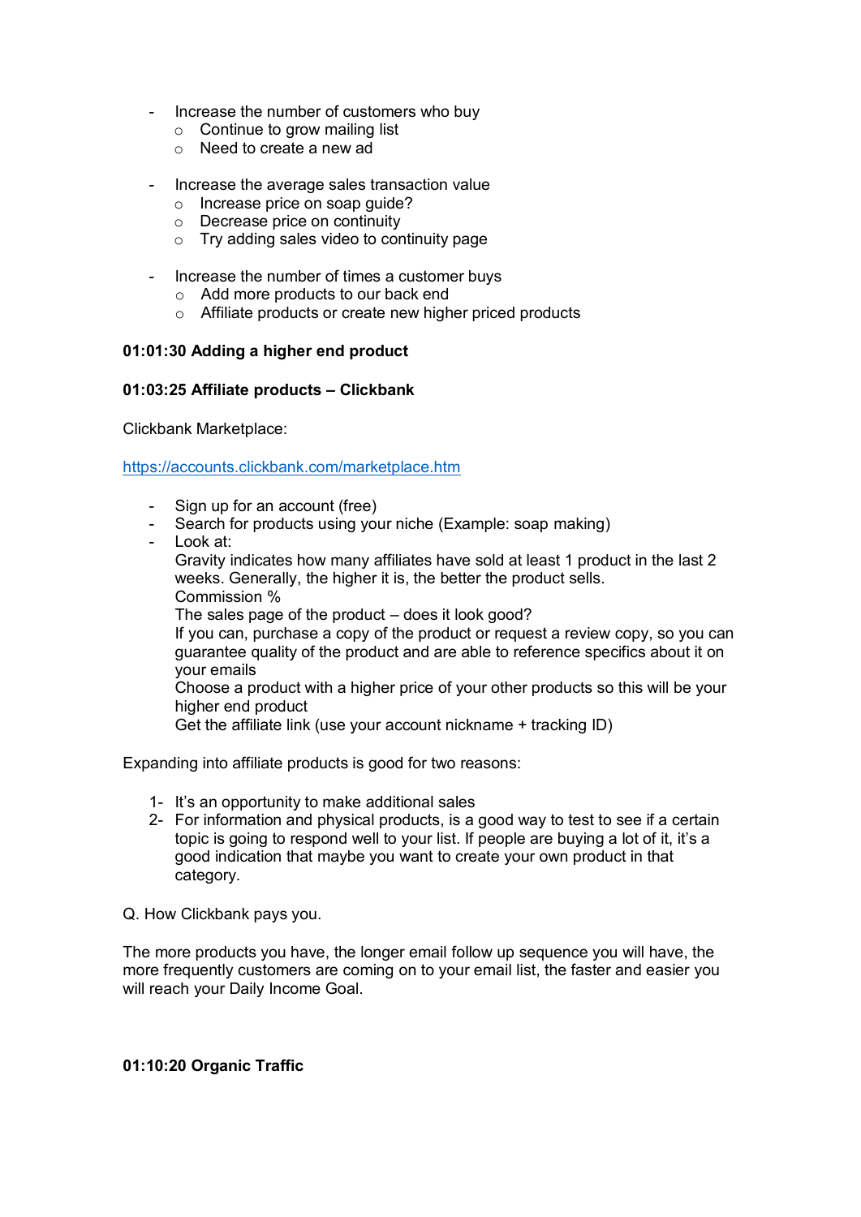- Increase the number of customers who buy
  - Continue to grow mailing list
  - Need to create a new ad

- Increase the average sales transaction value
  - Increase price on soap guide?
  - Decrease price on continuity
  - Try adding sales video to continuity page

- Increase the number of times a customer buys
  - Add more products to our back end
  - Affiliate products or create new higher priced products

**01:01:30 Adding a higher end product**

**01:03:25 Affiliate products – Clickbank**

Clickbank Marketplace:

https://accounts.clickbank.com/marketplace.htm

- Sign up for an account (free)
- Search for products using your niche (Example: soap making)
- Look at:
  Gravity indicates how many affiliates have sold at least 1 product in the last 2 weeks. Generally, the higher it is, the better the product sells.
  Commission %
  The sales page of the product – does it look good?
  If you can, purchase a copy of the product or request a review copy, so you can guarantee quality of the product and are able to reference specifics about it on your emails
  Choose a product with a higher price of your other products so this will be your higher end product
  Get the affiliate link (use your account nickname + tracking ID)

Expanding into affiliate products is good for two reasons:

1- It's an opportunity to make additional sales
2- For information and physical products, is a good way to test to see if a certain topic is going to respond well to your list. If people are buying a lot of it, it's a good indication that maybe you want to create your own product in that category.

Q. How Clickbank pays you.

The more products you have, the longer email follow up sequence you will have, the more frequently customers are coming on to your email list, the faster and easier you will reach your Daily Income Goal.

**01:10:20 Organic Traffic**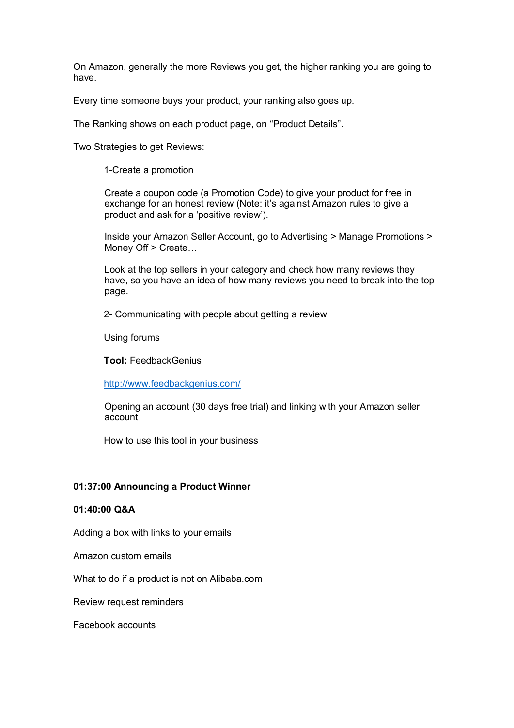On Amazon, generally the more Reviews you get, the higher ranking you are going to have.

Every time someone buys your product, your ranking also goes up.

The Ranking shows on each product page, on "Product Details".

Two Strategies to get Reviews:

> 1-Create a promotion
>
> Create a coupon code (a Promotion Code) to give your product for free in exchange for an honest review (Note: it's against Amazon rules to give a product and ask for a 'positive review').
>
> Inside your Amazon Seller Account, go to Advertising > Manage Promotions > Money Off > Create…
>
> Look at the top sellers in your category and check how many reviews they have, so you have an idea of how many reviews you need to break into the top page.
>
> 2- Communicating with people about getting a review
>
> Using forums
>
> **Tool:** FeedbackGenius
>
> [http://www.feedbackgenius.com/](http://www.feedbackgenius.com/)
>
> Opening an account (30 days free trial) and linking with your Amazon seller account
>
> How to use this tool in your business

**01:37:00 Announcing a Product Winner**

**01:40:00 Q&A**

Adding a box with links to your emails

Amazon custom emails

What to do if a product is not on Alibaba.com

Review request reminders

Facebook accounts